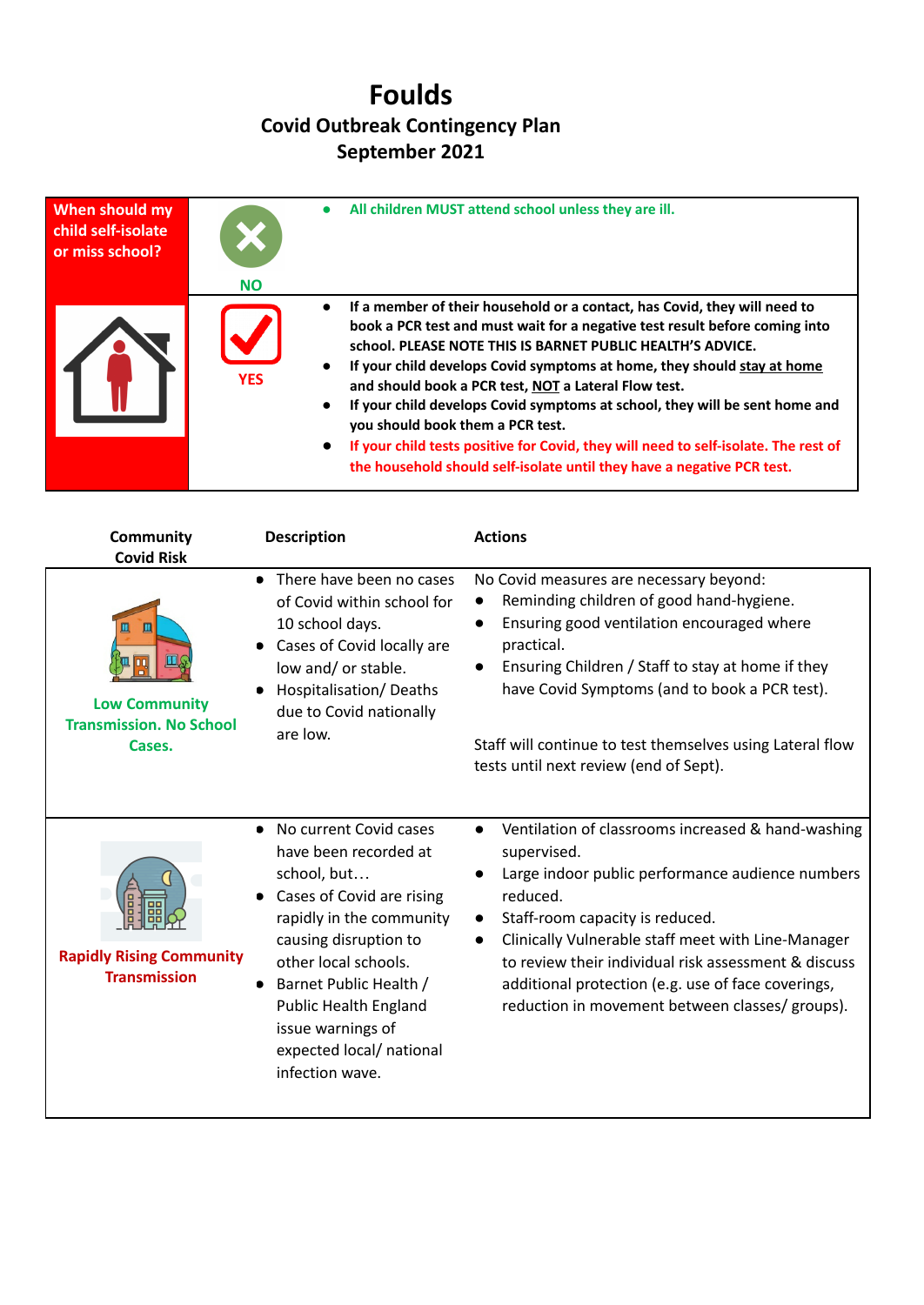# Foulds

## Covid Outbreak Contingency Plan
## September 2021

| When should my child self-isolate or miss school? | | |
|---|---|---|
| | NO | • All children MUST attend school unless they are ill. |
| | YES | • If a member of their household or a contact, has Covid, they will need to book a PCR test and must wait for a negative test result before coming into school. PLEASE NOTE THIS IS BARNET PUBLIC HEALTH'S ADVICE.<br>• If your child develops Covid symptoms at home, they should stay at home and should book a PCR test, NOT a Lateral Flow test.<br>• If your child develops Covid symptoms at school, they will be sent home and you should book them a PCR test.<br>• If your child tests positive for Covid, they will need to self-isolate. The rest of the household should self-isolate until they have a negative PCR test. |

| Community Covid Risk | Description | Actions |
|---|---|---|
| Low Community Transmission. No School Cases. | • There have been no cases of Covid within school for 10 school days.<br>• Cases of Covid locally are low and/ or stable.<br>• Hospitalisation/ Deaths due to Covid nationally are low. | No Covid measures are necessary beyond:<br>• Reminding children of good hand-hygiene.<br>• Ensuring good ventilation encouraged where practical.<br>• Ensuring Children / Staff to stay at home if they have Covid Symptoms (and to book a PCR test).<br><br>Staff will continue to test themselves using Lateral flow tests until next review (end of Sept). |
| Rapidly Rising Community Transmission | • No current Covid cases have been recorded at school, but…<br>• Cases of Covid are rising rapidly in the community causing disruption to other local schools.<br>• Barnet Public Health / Public Health England issue warnings of expected local/ national infection wave. | • Ventilation of classrooms increased & hand-washing supervised.<br>• Large indoor public performance audience numbers reduced.<br>• Staff-room capacity is reduced.<br>• Clinically Vulnerable staff meet with Line-Manager to review their individual risk assessment & discuss additional protection (e.g. use of face coverings, reduction in movement between classes/ groups). |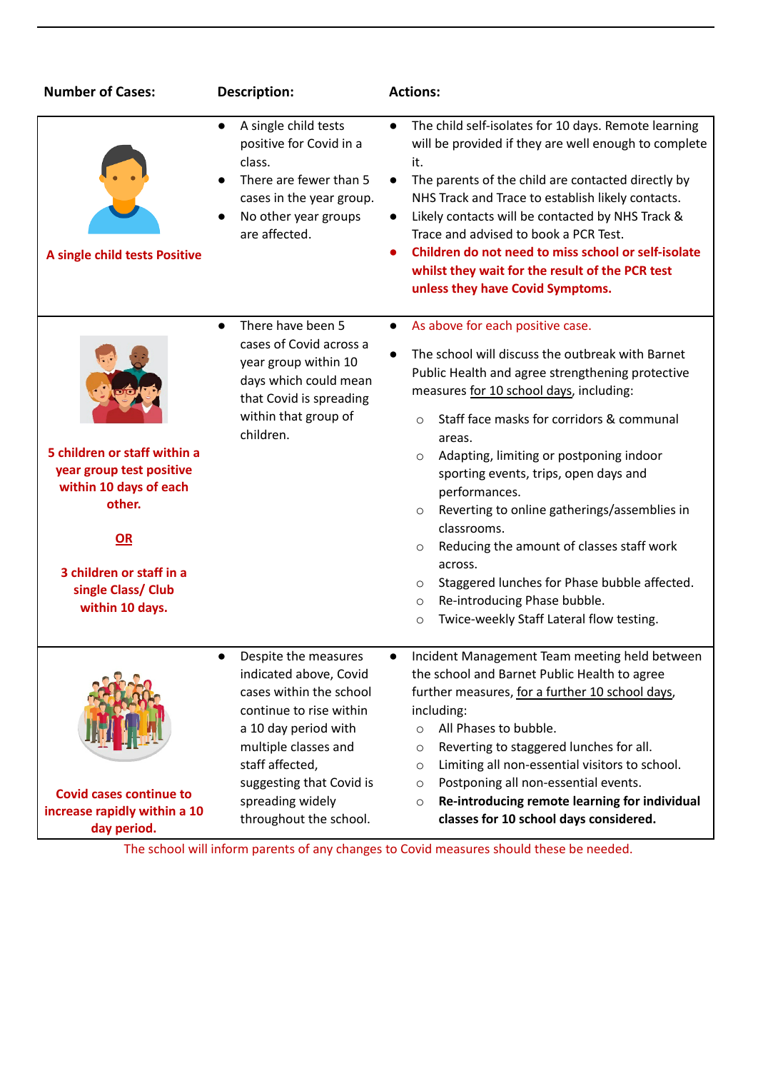| Number of Cases: | Description: | Actions: |
|---|---|---|
| **A single child tests Positive** | • A single child tests positive for Covid in a class.<br>• There are fewer than 5 cases in the year group.<br>• No other year groups are affected. | • The child self-isolates for 10 days. Remote learning will be provided if they are well enough to complete it.<br>• The parents of the child are contacted directly by NHS Track and Trace to establish likely contacts.<br>• Likely contacts will be contacted by NHS Track & Trace and advised to book a PCR Test.<br>• **Children do not need to miss school or self-isolate whilst they wait for the result of the PCR test unless they have Covid Symptoms.** |
| **5 children or staff within a year group test positive within 10 days of each other.**<br><br>**OR**<br><br>**3 children or staff in a single Class/ Club within 10 days.** | • There have been 5 cases of Covid across a year group within 10 days which could mean that Covid is spreading within that group of children. | • As above for each positive case.<br>• The school will discuss the outbreak with Barnet Public Health and agree strengthening protective measures for 10 school days, including:<br>  ○ Staff face masks for corridors & communal areas.<br>  ○ Adapting, limiting or postponing indoor sporting events, trips, open days and performances.<br>  ○ Reverting to online gatherings/assemblies in classrooms.<br>  ○ Reducing the amount of classes staff work across.<br>  ○ Staggered lunches for Phase bubble affected.<br>  ○ Re-introducing Phase bubble.<br>  ○ Twice-weekly Staff Lateral flow testing. |
| **Covid cases continue to increase rapidly within a 10 day period.** | • Despite the measures indicated above, Covid cases within the school continue to rise within a 10 day period with multiple classes and staff affected, suggesting that Covid is spreading widely throughout the school. | • Incident Management Team meeting held between the school and Barnet Public Health to agree further measures, for a further 10 school days, including:<br>  ○ All Phases to bubble.<br>  ○ Reverting to staggered lunches for all.<br>  ○ Limiting all non-essential visitors to school.<br>  ○ Postponing all non-essential events.<br>  ○ **Re-introducing remote learning for individual classes for 10 school days considered.** |

The school will inform parents of any changes to Covid measures should these be needed.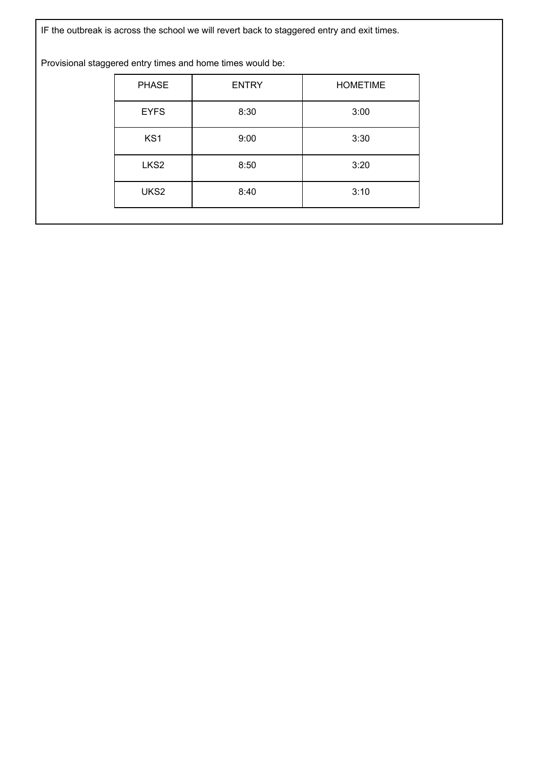IF the outbreak is across the school we will revert back to staggered entry and exit times.

Provisional staggered entry times and home times would be:

| PHASE | ENTRY | HOMETIME |
|---|---|---|
| EYFS | 8:30 | 3:00 |
| KS1 | 9:00 | 3:30 |
| LKS2 | 8:50 | 3:20 |
| UKS2 | 8:40 | 3:10 |